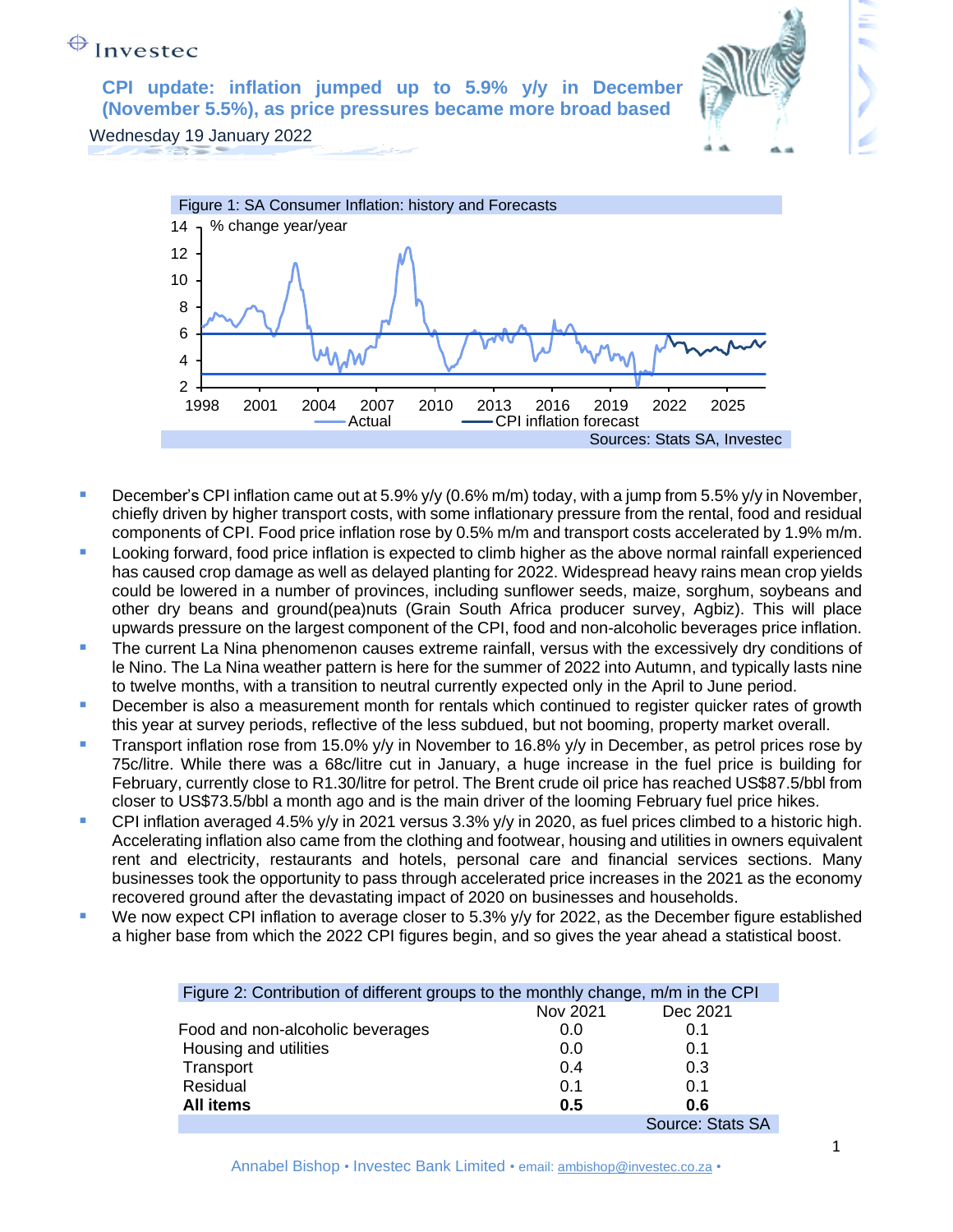Investec

# CPI update: inflation jumped up to 5.9% y/y in December (November 5.5%), as price pressures became more broad based

Wednesday 19 January 2022

Figure 1: SA Consumer Inflation: history and Forecasts

Sources: Stats SA, Investec

- December's CPI inflation came out at 5.9% y/y (0.6% m/m) today, with a jump from 5.5% y/y in November, chiefly driven by higher transport costs, with some inflationary pressure from the rental, food and residual components of CPI. Food price inflation rose by 0.5% m/m and transport costs accelerated by 1.9% m/m.
- Looking forward, food price inflation is expected to climb higher as the above normal rainfall experienced has caused crop damage as well as delayed planting for 2022. Widespread heavy rains mean crop yields could be lowered in a number of provinces, including sunflower seeds, maize, sorghum, soybeans and other dry beans and ground(pea)nuts (Grain South Africa producer survey, Agbiz). This will place upwards pressure on the largest component of the CPI, food and non-alcoholic beverages price inflation.
- The current La Nina phenomenon causes extreme rainfall, versus with the excessively dry conditions of le Nino. The La Nina weather pattern is here for the summer of 2022 into Autumn, and typically lasts nine to twelve months, with a transition to neutral currently expected only in the April to June period.
- December is also a measurement month for rentals which continued to register quicker rates of growth this year at survey periods, reflective of the less subdued, but not booming, property market overall.
- Transport inflation rose from 15.0% y/y in November to 16.8% y/y in December, as petrol prices rose by 75c/litre. While there was a 68c/litre cut in January, a huge increase in the fuel price is building for February, currently close to R1.30/litre for petrol. The Brent crude oil price has reached US$87.5/bbl from closer to US$73.5/bbl a month ago and is the main driver of the looming February fuel price hikes.
- CPI inflation averaged 4.5% y/y in 2021 versus 3.3% y/y in 2020, as fuel prices climbed to a historic high. Accelerating inflation also came from the clothing and footwear, housing and utilities in owners equivalent rent and electricity, restaurants and hotels, personal care and financial services sections. Many businesses took the opportunity to pass through accelerated price increases in the 2021 as the economy recovered ground after the devastating impact of 2020 on businesses and households.
- We now expect CPI inflation to average closer to 5.3% y/y for 2022, as the December figure established a higher base from which the 2022 CPI figures begin, and so gives the year ahead a statistical boost.

Figure 2: Contribution of different groups to the monthly change, m/m in the CPI

| | Nov 2021 | Dec 2021 |
|---|---|---|
| Food and non-alcoholic beverages | 0.0 | 0.1 |
| Housing and utilities | 0.0 | 0.1 |
| Transport | 0.4 | 0.3 |
| Residual | 0.1 | 0.1 |
| **All items** | **0.5** | **0.6** |

Source: Stats SA

Annabel Bishop • Investec Bank Limited • email: ambishop@investec.co.za •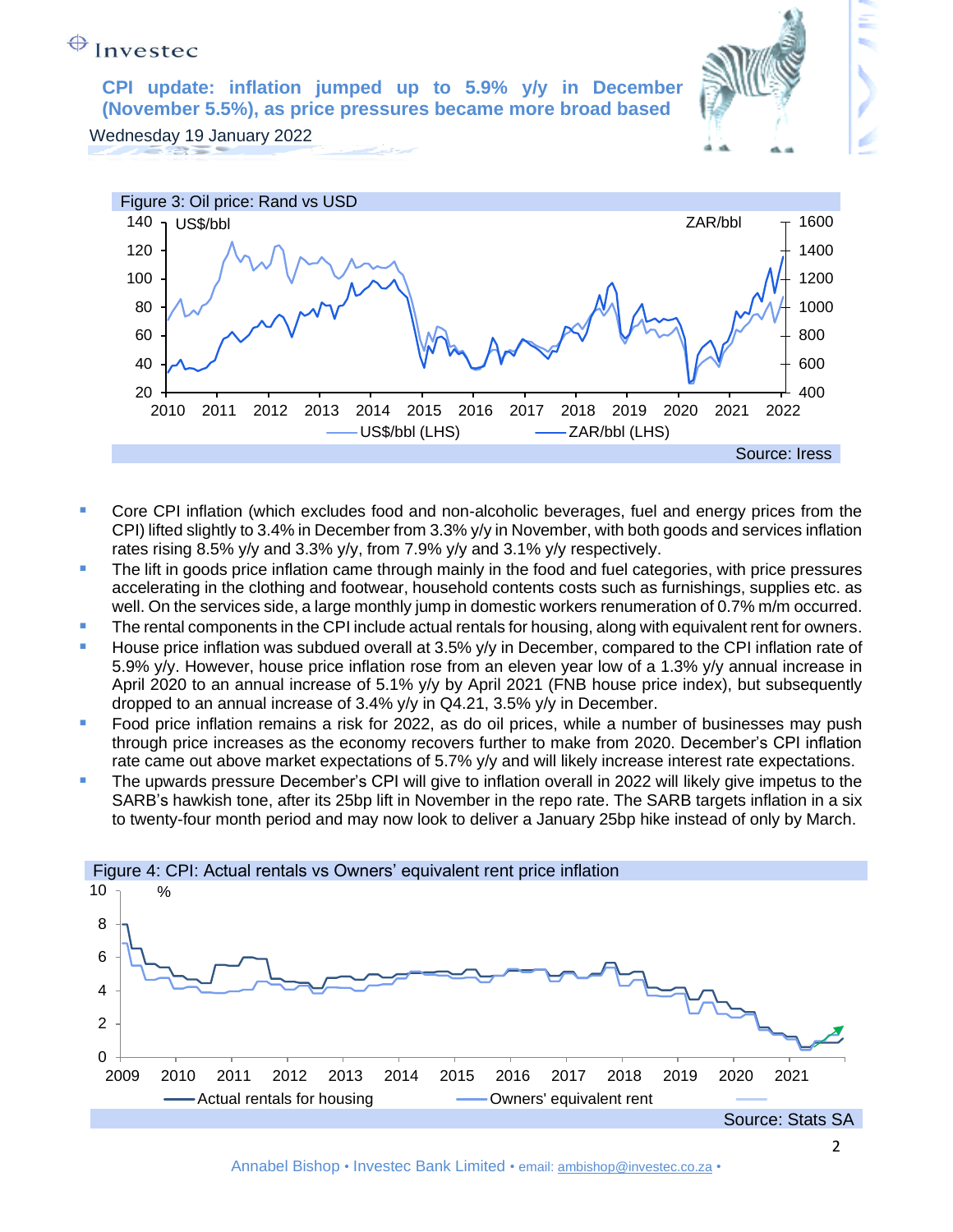# CPI update: inflation jumped up to 5.9% y/y in December (November 5.5%), as price pressures became more broad based

Wednesday 19 January 2022

Figure 3: Oil price: Rand vs USD

Source: Iress

- Core CPI inflation (which excludes food and non-alcoholic beverages, fuel and energy prices from the CPI) lifted slightly to 3.4% in December from 3.3% y/y in November, with both goods and services inflation rates rising 8.5% y/y and 3.3% y/y, from 7.9% y/y and 3.1% y/y respectively.
- The lift in goods price inflation came through mainly in the food and fuel categories, with price pressures accelerating in the clothing and footwear, household contents costs such as furnishings, supplies etc. as well. On the services side, a large monthly jump in domestic workers renumeration of 0.7% m/m occurred.
- The rental components in the CPI include actual rentals for housing, along with equivalent rent for owners.
- House price inflation was subdued overall at 3.5% y/y in December, compared to the CPI inflation rate of 5.9% y/y. However, house price inflation rose from an eleven year low of a 1.3% y/y annual increase in April 2020 to an annual increase of 5.1% y/y by April 2021 (FNB house price index), but subsequently dropped to an annual increase of 3.4% y/y in Q4.21, 3.5% y/y in December.
- Food price inflation remains a risk for 2022, as do oil prices, while a number of businesses may push through price increases as the economy recovers further to make from 2020. December's CPI inflation rate came out above market expectations of 5.7% y/y and will likely increase interest rate expectations.
- The upwards pressure December's CPI will give to inflation overall in 2022 will likely give impetus to the SARB's hawkish tone, after its 25bp lift in November in the repo rate. The SARB targets inflation in a six to twenty-four month period and may now look to deliver a January 25bp hike instead of only by March.

Figure 4: CPI: Actual rentals vs Owners' equivalent rent price inflation

Source: Stats SA

Annabel Bishop • Investec Bank Limited • email: ambishop@investec.co.za •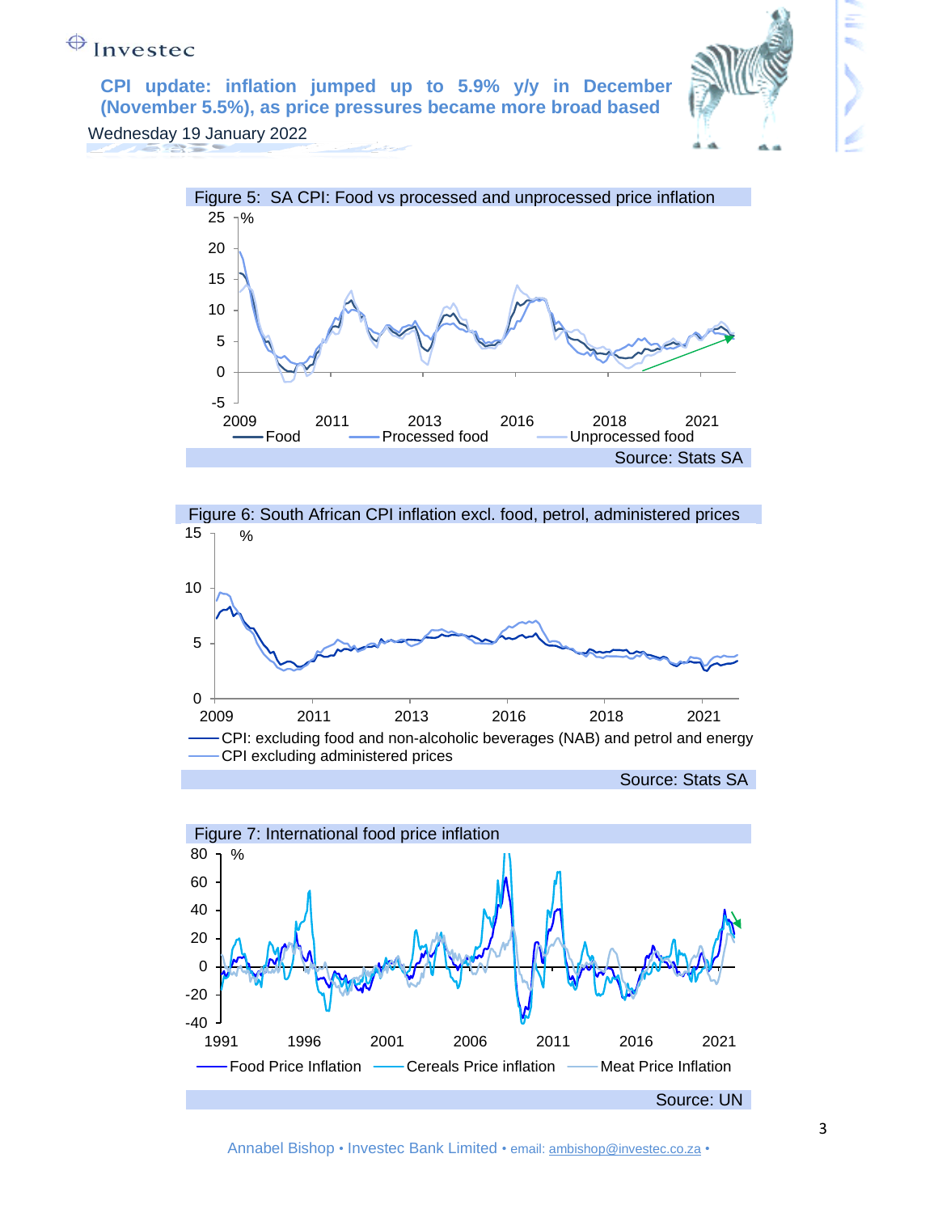Figure 5: SA CPI: Food vs processed and unprocessed price inflation

Source: Stats SA

Figure 6: South African CPI inflation excl. food, petrol, administered prices

Source: Stats SA

Figure 7: International food price inflation

Source: UN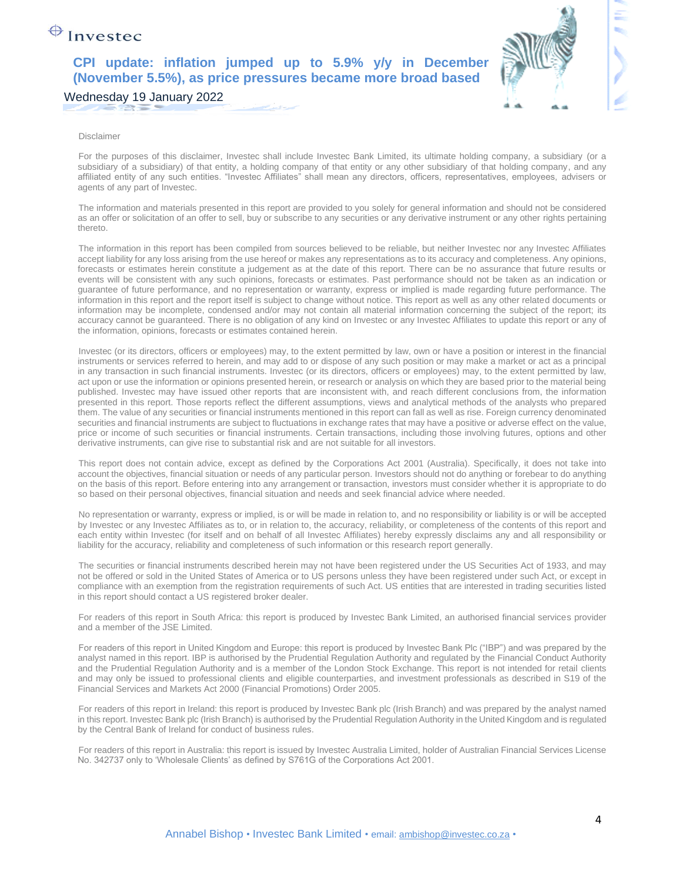Disclaimer

For the purposes of this disclaimer, Investec shall include Investec Bank Limited, its ultimate holding company, a subsidiary (or a subsidiary of a subsidiary) of that entity, a holding company of that entity or any other subsidiary of that holding company, and any affiliated entity of any such entities. "Investec Affiliates" shall mean any directors, officers, representatives, employees, advisers or agents of any part of Investec.

The information and materials presented in this report are provided to you solely for general information and should not be considered as an offer or solicitation of an offer to sell, buy or subscribe to any securities or any derivative instrument or any other rights pertaining thereto.

The information in this report has been compiled from sources believed to be reliable, but neither Investec nor any Investec Affiliates accept liability for any loss arising from the use hereof or makes any representations as to its accuracy and completeness. Any opinions, forecasts or estimates herein constitute a judgement as at the date of this report. There can be no assurance that future results or events will be consistent with any such opinions, forecasts or estimates. Past performance should not be taken as an indication or guarantee of future performance, and no representation or warranty, express or implied is made regarding future performance. The information in this report and the report itself is subject to change without notice. This report as well as any other related documents or information may be incomplete, condensed and/or may not contain all material information concerning the subject of the report; its accuracy cannot be guaranteed. There is no obligation of any kind on Investec or any Investec Affiliates to update this report or any of the information, opinions, forecasts or estimates contained herein.

Investec (or its directors, officers or employees) may, to the extent permitted by law, own or have a position or interest in the financial instruments or services referred to herein, and may add to or dispose of any such position or may make a market or act as a principal in any transaction in such financial instruments. Investec (or its directors, officers or employees) may, to the extent permitted by law, act upon or use the information or opinions presented herein, or research or analysis on which they are based prior to the material being published. Investec may have issued other reports that are inconsistent with, and reach different conclusions from, the information presented in this report. Those reports reflect the different assumptions, views and analytical methods of the analysts who prepared them. The value of any securities or financial instruments mentioned in this report can fall as well as rise. Foreign currency denominated securities and financial instruments are subject to fluctuations in exchange rates that may have a positive or adverse effect on the value, price or income of such securities or financial instruments. Certain transactions, including those involving futures, options and other derivative instruments, can give rise to substantial risk and are not suitable for all investors.

This report does not contain advice, except as defined by the Corporations Act 2001 (Australia). Specifically, it does not take into account the objectives, financial situation or needs of any particular person. Investors should not do anything or forebear to do anything on the basis of this report. Before entering into any arrangement or transaction, investors must consider whether it is appropriate to do so based on their personal objectives, financial situation and needs and seek financial advice where needed.

No representation or warranty, express or implied, is or will be made in relation to, and no responsibility or liability is or will be accepted by Investec or any Investec Affiliates as to, or in relation to, the accuracy, reliability, or completeness of the contents of this report and each entity within Investec (for itself and on behalf of all Investec Affiliates) hereby expressly disclaims any and all responsibility or liability for the accuracy, reliability and completeness of such information or this research report generally.

The securities or financial instruments described herein may not have been registered under the US Securities Act of 1933, and may not be offered or sold in the United States of America or to US persons unless they have been registered under such Act, or except in compliance with an exemption from the registration requirements of such Act. US entities that are interested in trading securities listed in this report should contact a US registered broker dealer.

For readers of this report in South Africa: this report is produced by Investec Bank Limited, an authorised financial services provider and a member of the JSE Limited.

For readers of this report in United Kingdom and Europe: this report is produced by Investec Bank Plc ("IBP") and was prepared by the analyst named in this report. IBP is authorised by the Prudential Regulation Authority and regulated by the Financial Conduct Authority and the Prudential Regulation Authority and is a member of the London Stock Exchange. This report is not intended for retail clients and may only be issued to professional clients and eligible counterparties, and investment professionals as described in S19 of the Financial Services and Markets Act 2000 (Financial Promotions) Order 2005.

For readers of this report in Ireland: this report is produced by Investec Bank plc (Irish Branch) and was prepared by the analyst named in this report. Investec Bank plc (Irish Branch) is authorised by the Prudential Regulation Authority in the United Kingdom and is regulated by the Central Bank of Ireland for conduct of business rules.

For readers of this report in Australia: this report is issued by Investec Australia Limited, holder of Australian Financial Services License No. 342737 only to 'Wholesale Clients' as defined by S761G of the Corporations Act 2001.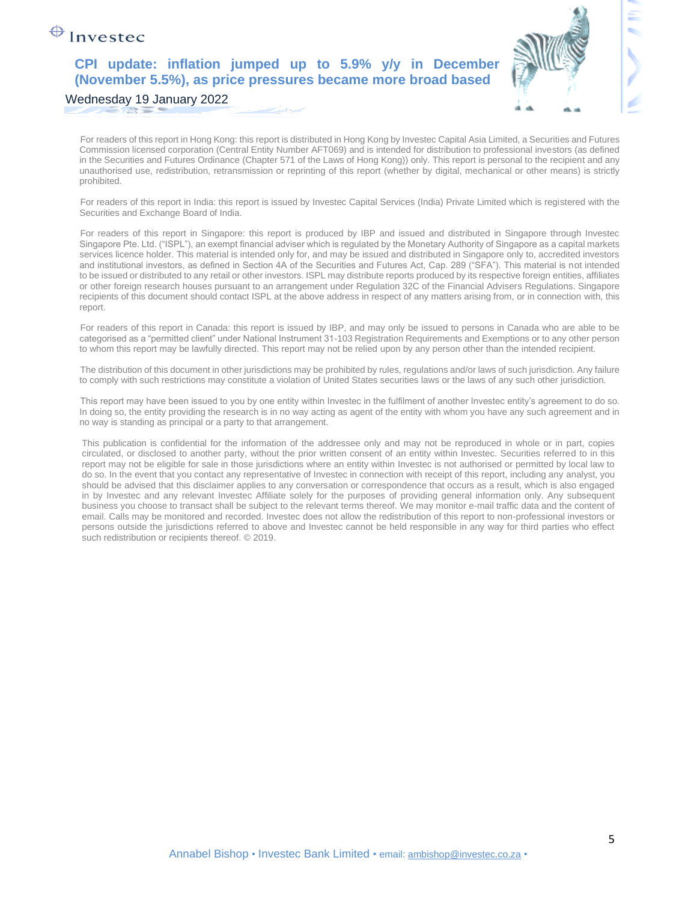For readers of this report in Hong Kong: this report is distributed in Hong Kong by Investec Capital Asia Limited, a Securities and Futures Commission licensed corporation (Central Entity Number AFT069) and is intended for distribution to professional investors (as defined in the Securities and Futures Ordinance (Chapter 571 of the Laws of Hong Kong)) only. This report is personal to the recipient and any unauthorised use, redistribution, retransmission or reprinting of this report (whether by digital, mechanical or other means) is strictly prohibited.

For readers of this report in India: this report is issued by Investec Capital Services (India) Private Limited which is registered with the Securities and Exchange Board of India.

For readers of this report in Singapore: this report is produced by IBP and issued and distributed in Singapore through Investec Singapore Pte. Ltd. ("ISPL"), an exempt financial adviser which is regulated by the Monetary Authority of Singapore as a capital markets services licence holder. This material is intended only for, and may be issued and distributed in Singapore only to, accredited investors and institutional investors, as defined in Section 4A of the Securities and Futures Act, Cap. 289 ("SFA"). This material is not intended to be issued or distributed to any retail or other investors. ISPL may distribute reports produced by its respective foreign entities, affiliates or other foreign research houses pursuant to an arrangement under Regulation 32C of the Financial Advisers Regulations. Singapore recipients of this document should contact ISPL at the above address in respect of any matters arising from, or in connection with, this report.

For readers of this report in Canada: this report is issued by IBP, and may only be issued to persons in Canada who are able to be categorised as a "permitted client" under National Instrument 31-103 Registration Requirements and Exemptions or to any other person to whom this report may be lawfully directed. This report may not be relied upon by any person other than the intended recipient.

The distribution of this document in other jurisdictions may be prohibited by rules, regulations and/or laws of such jurisdiction. Any failure to comply with such restrictions may constitute a violation of United States securities laws or the laws of any such other jurisdiction.

This report may have been issued to you by one entity within Investec in the fulfilment of another Investec entity's agreement to do so. In doing so, the entity providing the research is in no way acting as agent of the entity with whom you have any such agreement and in no way is standing as principal or a party to that arrangement.

This publication is confidential for the information of the addressee only and may not be reproduced in whole or in part, copies circulated, or disclosed to another party, without the prior written consent of an entity within Investec. Securities referred to in this report may not be eligible for sale in those jurisdictions where an entity within Investec is not authorised or permitted by local law to do so. In the event that you contact any representative of Investec in connection with receipt of this report, including any analyst, you should be advised that this disclaimer applies to any conversation or correspondence that occurs as a result, which is also engaged in by Investec and any relevant Investec Affiliate solely for the purposes of providing general information only. Any subsequent business you choose to transact shall be subject to the relevant terms thereof. We may monitor e-mail traffic data and the content of email. Calls may be monitored and recorded. Investec does not allow the redistribution of this report to non-professional investors or persons outside the jurisdictions referred to above and Investec cannot be held responsible in any way for third parties who effect such redistribution or recipients thereof. © 2019.